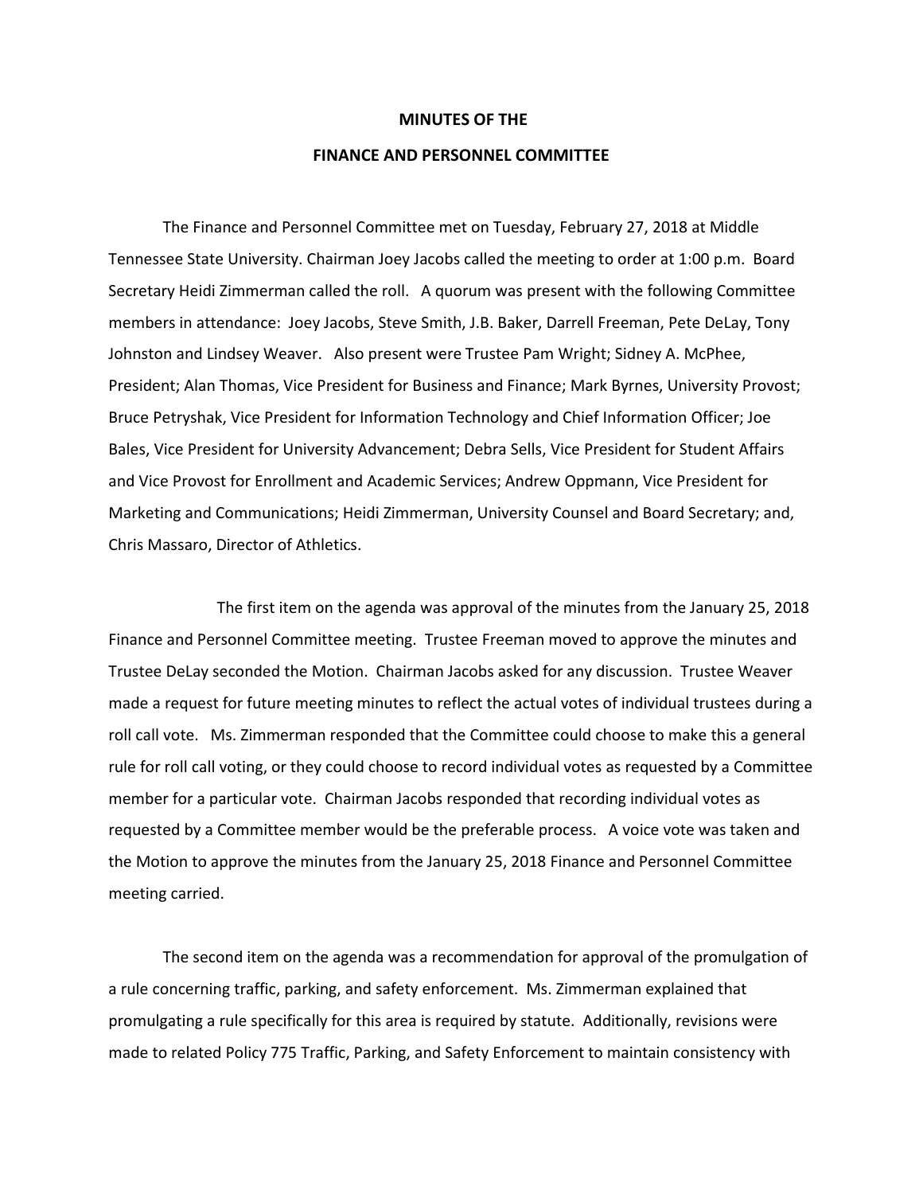**MINUTES OF THE**

**FINANCE AND PERSONNEL COMMITTEE**

The Finance and Personnel Committee met on Tuesday, February 27, 2018 at Middle Tennessee State University. Chairman Joey Jacobs called the meeting to order at 1:00 p.m. Board Secretary Heidi Zimmerman called the roll. A quorum was present with the following Committee members in attendance: Joey Jacobs, Steve Smith, J.B. Baker, Darrell Freeman, Pete DeLay, Tony Johnston and Lindsey Weaver. Also present were Trustee Pam Wright; Sidney A. McPhee, President; Alan Thomas, Vice President for Business and Finance; Mark Byrnes, University Provost; Bruce Petryshak, Vice President for Information Technology and Chief Information Officer; Joe Bales, Vice President for University Advancement; Debra Sells, Vice President for Student Affairs and Vice Provost for Enrollment and Academic Services; Andrew Oppmann, Vice President for Marketing and Communications; Heidi Zimmerman, University Counsel and Board Secretary; and, Chris Massaro, Director of Athletics.

The first item on the agenda was approval of the minutes from the January 25, 2018 Finance and Personnel Committee meeting. Trustee Freeman moved to approve the minutes and Trustee DeLay seconded the Motion. Chairman Jacobs asked for any discussion. Trustee Weaver made a request for future meeting minutes to reflect the actual votes of individual trustees during a roll call vote. Ms. Zimmerman responded that the Committee could choose to make this a general rule for roll call voting, or they could choose to record individual votes as requested by a Committee member for a particular vote. Chairman Jacobs responded that recording individual votes as requested by a Committee member would be the preferable process. A voice vote was taken and the Motion to approve the minutes from the January 25, 2018 Finance and Personnel Committee meeting carried.

The second item on the agenda was a recommendation for approval of the promulgation of a rule concerning traffic, parking, and safety enforcement. Ms. Zimmerman explained that promulgating a rule specifically for this area is required by statute. Additionally, revisions were made to related Policy 775 Traffic, Parking, and Safety Enforcement to maintain consistency with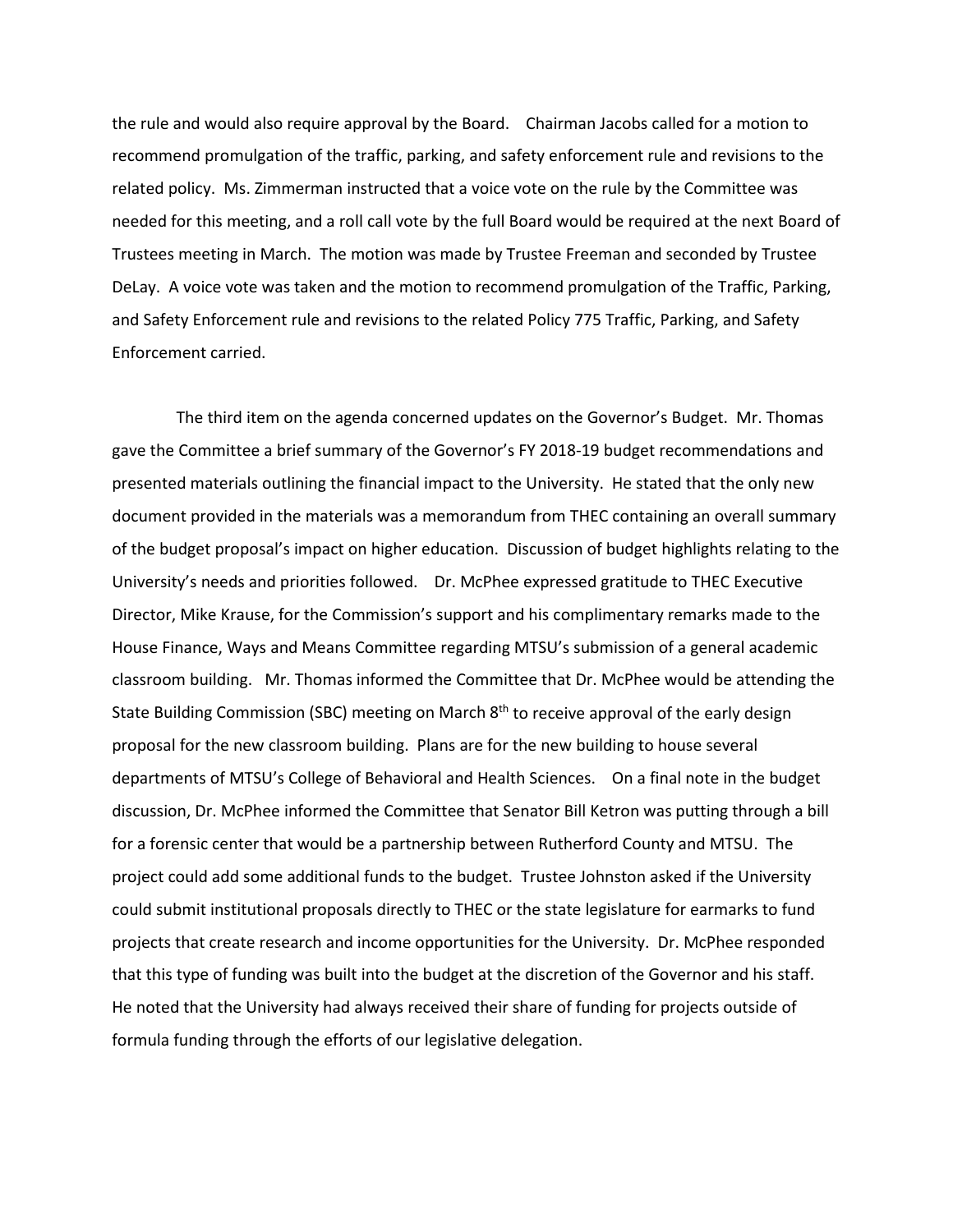the rule and would also require approval by the Board. Chairman Jacobs called for a motion to recommend promulgation of the traffic, parking, and safety enforcement rule and revisions to the related policy. Ms. Zimmerman instructed that a voice vote on the rule by the Committee was needed for this meeting, and a roll call vote by the full Board would be required at the next Board of Trustees meeting in March. The motion was made by Trustee Freeman and seconded by Trustee DeLay. A voice vote was taken and the motion to recommend promulgation of the Traffic, Parking, and Safety Enforcement rule and revisions to the related Policy 775 Traffic, Parking, and Safety Enforcement carried.

The third item on the agenda concerned updates on the Governor's Budget. Mr. Thomas gave the Committee a brief summary of the Governor's FY 2018-19 budget recommendations and presented materials outlining the financial impact to the University. He stated that the only new document provided in the materials was a memorandum from THEC containing an overall summary of the budget proposal's impact on higher education. Discussion of budget highlights relating to the University's needs and priorities followed. Dr. McPhee expressed gratitude to THEC Executive Director, Mike Krause, for the Commission's support and his complimentary remarks made to the House Finance, Ways and Means Committee regarding MTSU's submission of a general academic classroom building. Mr. Thomas informed the Committee that Dr. McPhee would be attending the State Building Commission (SBC) meeting on March 8th to receive approval of the early design proposal for the new classroom building. Plans are for the new building to house several departments of MTSU's College of Behavioral and Health Sciences. On a final note in the budget discussion, Dr. McPhee informed the Committee that Senator Bill Ketron was putting through a bill for a forensic center that would be a partnership between Rutherford County and MTSU. The project could add some additional funds to the budget. Trustee Johnston asked if the University could submit institutional proposals directly to THEC or the state legislature for earmarks to fund projects that create research and income opportunities for the University. Dr. McPhee responded that this type of funding was built into the budget at the discretion of the Governor and his staff. He noted that the University had always received their share of funding for projects outside of formula funding through the efforts of our legislative delegation.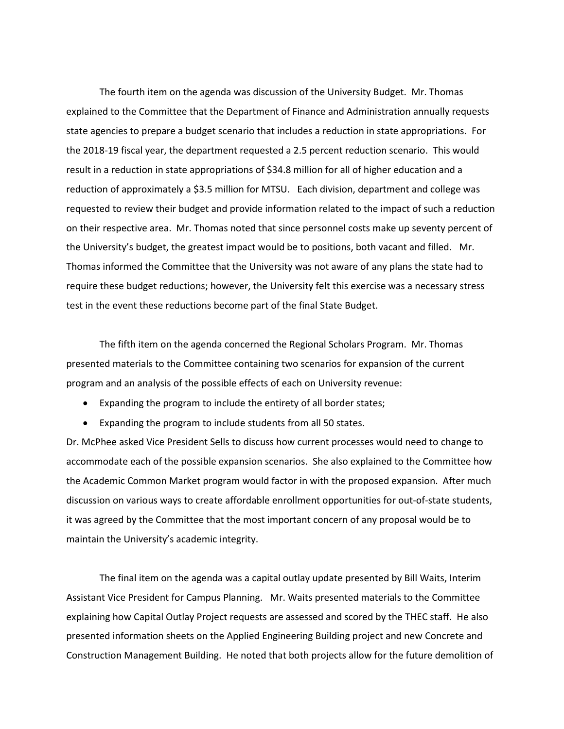The fourth item on the agenda was discussion of the University Budget. Mr. Thomas explained to the Committee that the Department of Finance and Administration annually requests state agencies to prepare a budget scenario that includes a reduction in state appropriations. For the 2018-19 fiscal year, the department requested a 2.5 percent reduction scenario. This would result in a reduction in state appropriations of $34.8 million for all of higher education and a reduction of approximately a $3.5 million for MTSU. Each division, department and college was requested to review their budget and provide information related to the impact of such a reduction on their respective area. Mr. Thomas noted that since personnel costs make up seventy percent of the University's budget, the greatest impact would be to positions, both vacant and filled. Mr. Thomas informed the Committee that the University was not aware of any plans the state had to require these budget reductions; however, the University felt this exercise was a necessary stress test in the event these reductions become part of the final State Budget.

The fifth item on the agenda concerned the Regional Scholars Program. Mr. Thomas presented materials to the Committee containing two scenarios for expansion of the current program and an analysis of the possible effects of each on University revenue:

- Expanding the program to include the entirety of all border states;
- Expanding the program to include students from all 50 states.

Dr. McPhee asked Vice President Sells to discuss how current processes would need to change to accommodate each of the possible expansion scenarios. She also explained to the Committee how the Academic Common Market program would factor in with the proposed expansion. After much discussion on various ways to create affordable enrollment opportunities for out-of-state students, it was agreed by the Committee that the most important concern of any proposal would be to maintain the University's academic integrity.

The final item on the agenda was a capital outlay update presented by Bill Waits, Interim Assistant Vice President for Campus Planning. Mr. Waits presented materials to the Committee explaining how Capital Outlay Project requests are assessed and scored by the THEC staff. He also presented information sheets on the Applied Engineering Building project and new Concrete and Construction Management Building. He noted that both projects allow for the future demolition of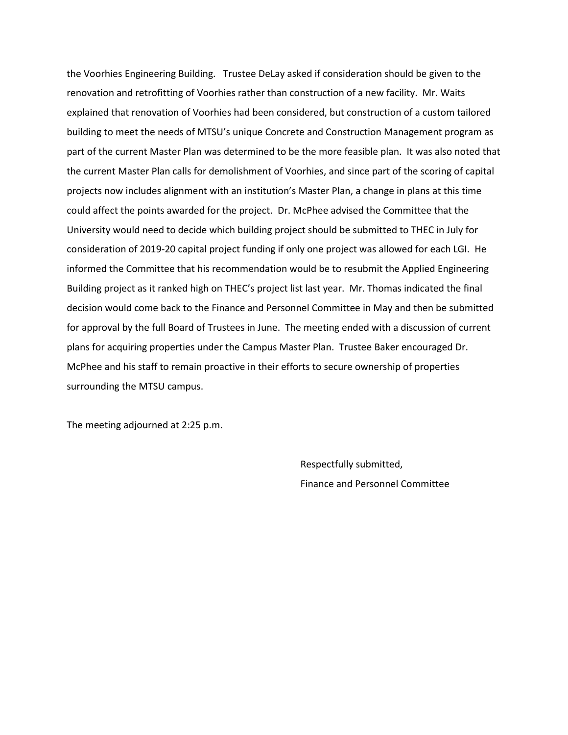the Voorhies Engineering Building. Trustee DeLay asked if consideration should be given to the renovation and retrofitting of Voorhies rather than construction of a new facility. Mr. Waits explained that renovation of Voorhies had been considered, but construction of a custom tailored building to meet the needs of MTSU's unique Concrete and Construction Management program as part of the current Master Plan was determined to be the more feasible plan. It was also noted that the current Master Plan calls for demolishment of Voorhies, and since part of the scoring of capital projects now includes alignment with an institution's Master Plan, a change in plans at this time could affect the points awarded for the project. Dr. McPhee advised the Committee that the University would need to decide which building project should be submitted to THEC in July for consideration of 2019-20 capital project funding if only one project was allowed for each LGI. He informed the Committee that his recommendation would be to resubmit the Applied Engineering Building project as it ranked high on THEC's project list last year. Mr. Thomas indicated the final decision would come back to the Finance and Personnel Committee in May and then be submitted for approval by the full Board of Trustees in June. The meeting ended with a discussion of current plans for acquiring properties under the Campus Master Plan. Trustee Baker encouraged Dr. McPhee and his staff to remain proactive in their efforts to secure ownership of properties surrounding the MTSU campus.

The meeting adjourned at 2:25 p.m.

Respectfully submitted,
Finance and Personnel Committee